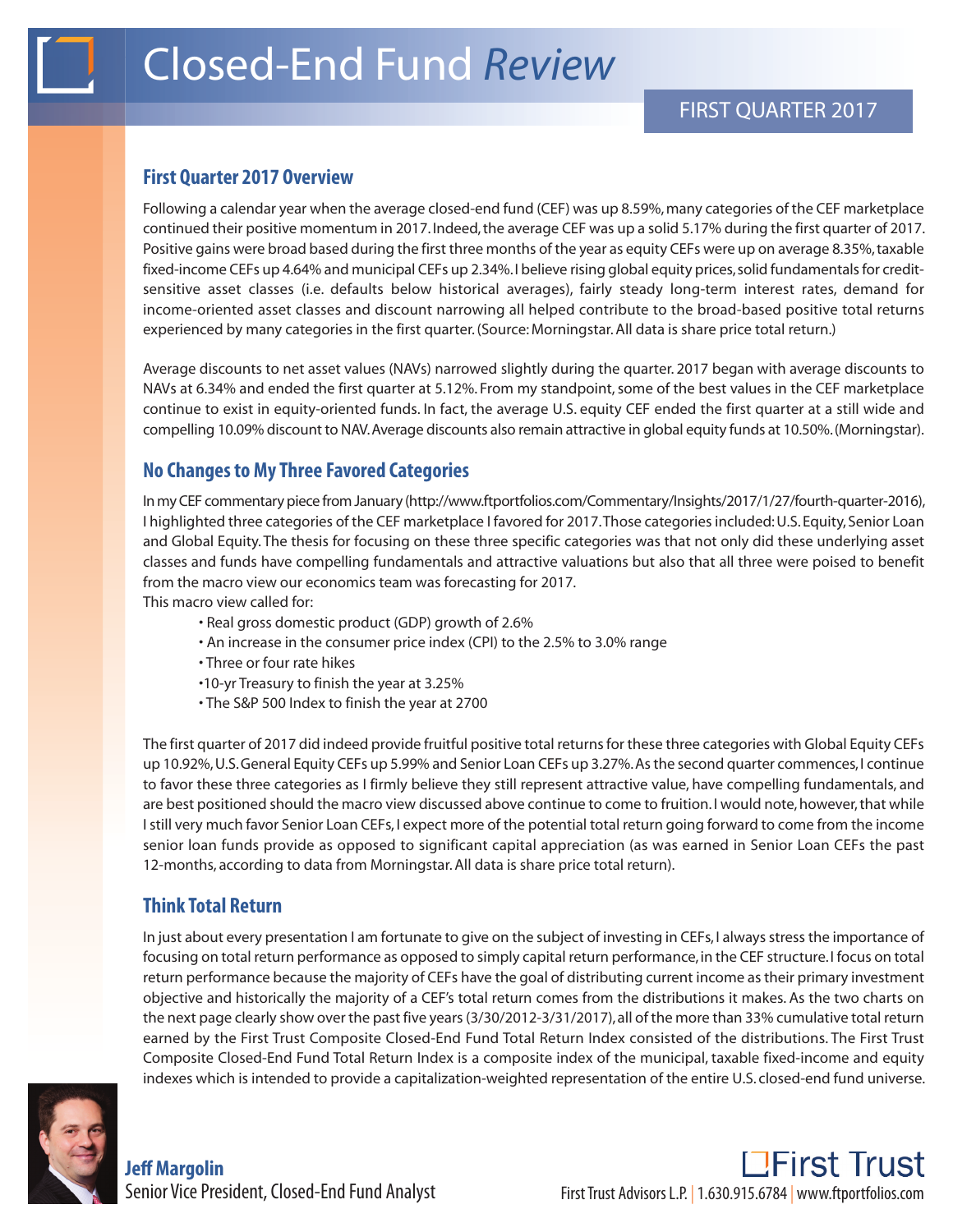# Closed-End Fund *Review*

FIRST QUARTER 2017

## First Quarter 2017 Overview

Following a calendar year when the average closed-end fund (CEF) was up 8.59%, many categories of the CEF marketplace continued their positive momentum in 2017. Indeed, the average CEF was up a solid 5.17% during the first quarter of 2017. Positive gains were broad based during the first three months of the year as equity CEFs were up on average 8.35%, taxable fixed-income CEFs up 4.64% and municipal CEFs up 2.34%. I believe rising global equity prices, solid fundamentals for credit-sensitive asset classes (i.e. defaults below historical averages), fairly steady long-term interest rates, demand for income-oriented asset classes and discount narrowing all helped contribute to the broad-based positive total returns experienced by many categories in the first quarter. (Source: Morningstar. All data is share price total return.)

Average discounts to net asset values (NAVs) narrowed slightly during the quarter. 2017 began with average discounts to NAVs at 6.34% and ended the first quarter at 5.12%. From my standpoint, some of the best values in the CEF marketplace continue to exist in equity-oriented funds. In fact, the average U.S. equity CEF ended the first quarter at a still wide and compelling 10.09% discount to NAV. Average discounts also remain attractive in global equity funds at 10.50%. (Morningstar).

## No Changes to My Three Favored Categories

In my CEF commentary piece from January (http://www.ftportfolios.com/Commentary/Insights/2017/1/27/fourth-quarter-2016), I highlighted three categories of the CEF marketplace I favored for 2017. Those categories included: U.S. Equity, Senior Loan and Global Equity. The thesis for focusing on these three specific categories was that not only did these underlying asset classes and funds have compelling fundamentals and attractive valuations but also that all three were poised to benefit from the macro view our economics team was forecasting for 2017.

This macro view called for:

- Real gross domestic product (GDP) growth of 2.6%
- An increase in the consumer price index (CPI) to the 2.5% to 3.0% range
- Three or four rate hikes
- 10-yr Treasury to finish the year at 3.25%
- The S&P 500 Index to finish the year at 2700

The first quarter of 2017 did indeed provide fruitful positive total returns for these three categories with Global Equity CEFs up 10.92%, U.S. General Equity CEFs up 5.99% and Senior Loan CEFs up 3.27%. As the second quarter commences, I continue to favor these three categories as I firmly believe they still represent attractive value, have compelling fundamentals, and are best positioned should the macro view discussed above continue to come to fruition. I would note, however, that while I still very much favor Senior Loan CEFs, I expect more of the potential total return going forward to come from the income senior loan funds provide as opposed to significant capital appreciation (as was earned in Senior Loan CEFs the past 12-months, according to data from Morningstar. All data is share price total return).

## Think Total Return

In just about every presentation I am fortunate to give on the subject of investing in CEFs, I always stress the importance of focusing on total return performance as opposed to simply capital return performance, in the CEF structure. I focus on total return performance because the majority of CEFs have the goal of distributing current income as their primary investment objective and historically the majority of a CEF's total return comes from the distributions it makes. As the two charts on the next page clearly show over the past five years (3/30/2012-3/31/2017), all of the more than 33% cumulative total return earned by the First Trust Composite Closed-End Fund Total Return Index consisted of the distributions. The First Trust Composite Closed-End Fund Total Return Index is a composite index of the municipal, taxable fixed-income and equity indexes which is intended to provide a capitalization-weighted representation of the entire U.S. closed-end fund universe.

**Jeff Margolin**
Senior Vice President, Closed-End Fund Analyst

First Trust
First Trust Advisors L.P. | 1.630.915.6784 | www.ftportfolios.com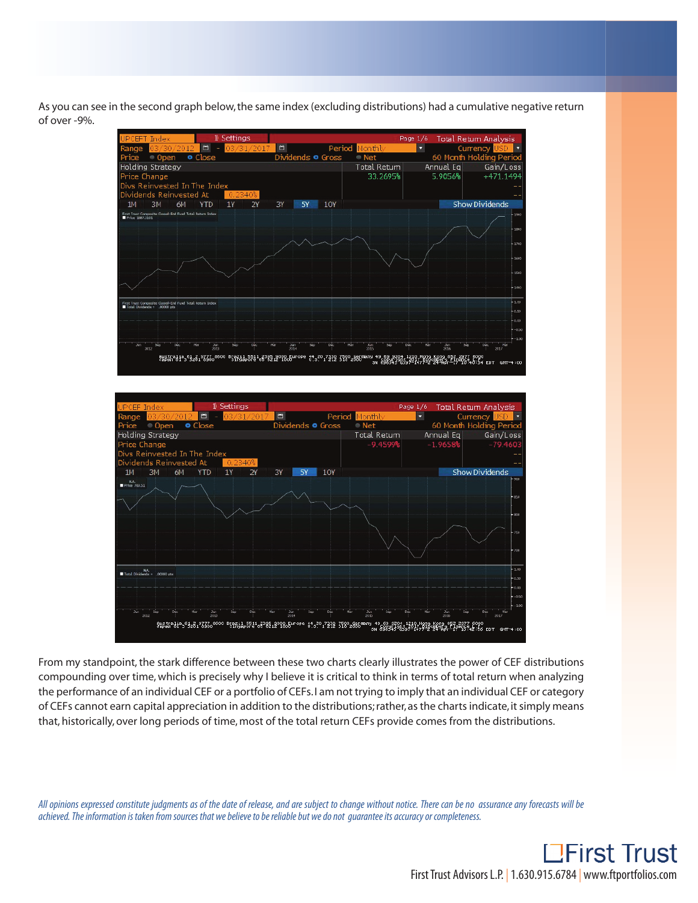As you can see in the second graph below, the same index (excluding distributions) had a cumulative negative return of over -9%.

UPCEFT Index
1) Settings
Page 1/6 Total Return Analysis
Range 03/30/2012 - 03/31/2017
Period Monthly
Currency USD
Price Open Close
Dividends Gross Net
60 Month Holding Period
Holding Strategy
Total Return
Annual Eq
Gain/Loss
Price Change
33.2695%
5.9056%
+471.1494
Divs Reinvested In The Index
Dividends Reinvested At 0.2340%
1M 3M 6M YTD 1Y 2Y 3Y 5Y 10Y
Show Dividends

UPCEF Index
1) Settings
Page 1/6 Total Return Analysis
Range 03/30/2012 - 03/31/2017
Period Monthly
Currency USD
Price Open Close
Dividends Gross Net
60 Month Holding Period
Holding Strategy
Total Return
Annual Eq
Gain/Loss
Price Change
-9.4599%
-1.9658%
-79.4603
Divs Reinvested In The Index
Dividends Reinvested At 0.2340%
1M 3M 6M YTD 1Y 2Y 3Y 5Y 10Y
Show Dividends

From my standpoint, the stark difference between these two charts clearly illustrates the power of CEF distributions compounding over time, which is precisely why I believe it is critical to think in terms of total return when analyzing the performance of an individual CEF or a portfolio of CEFs. I am not trying to imply that an individual CEF or category of CEFs cannot earn capital appreciation in addition to the distributions; rather, as the charts indicate, it simply means that, historically, over long periods of time, most of the total return CEFs provide comes from the distributions.

*All opinions expressed constitute judgments as of the date of release, and are subject to change without notice. There can be no assurance any forecasts will be achieved. The information is taken from sources that we believe to be reliable but we do not guarantee its accuracy or completeness.*

First Trust

First Trust Advisors L.P. | 1.630.915.6784 | www.ftportfolios.com